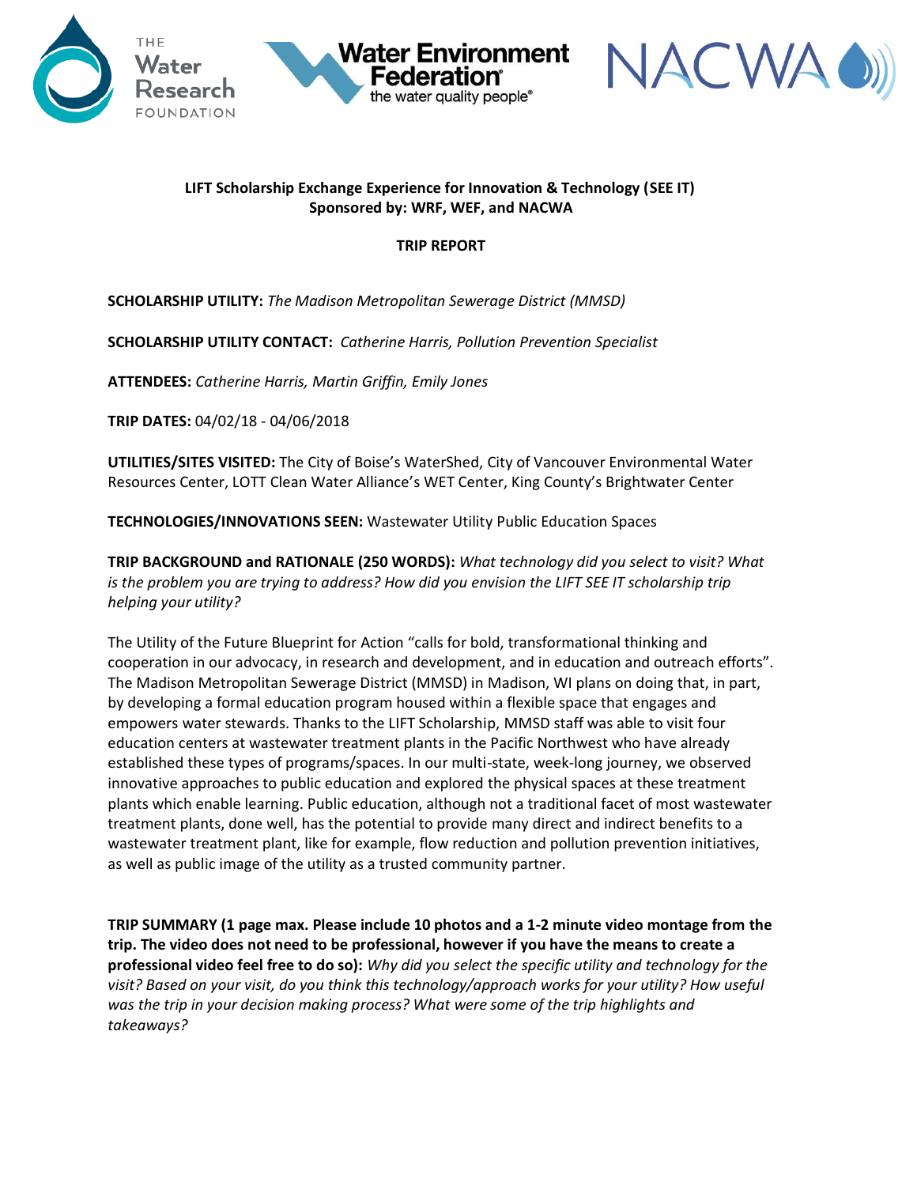**LIFT Scholarship Exchange Experience for Innovation & Technology (SEE IT)**
**Sponsored by: WRF, WEF, and NACWA**

**TRIP REPORT**

**SCHOLARSHIP UTILITY:** *The Madison Metropolitan Sewerage District (MMSD)*

**SCHOLARSHIP UTILITY CONTACT:** *Catherine Harris, Pollution Prevention Specialist*

**ATTENDEES:** *Catherine Harris, Martin Griffin, Emily Jones*

**TRIP DATES:** 04/02/18 - 04/06/2018

**UTILITIES/SITES VISITED:** The City of Boise's WaterShed, City of Vancouver Environmental Water Resources Center, LOTT Clean Water Alliance's WET Center, King County's Brightwater Center

**TECHNOLOGIES/INNOVATIONS SEEN:** Wastewater Utility Public Education Spaces

**TRIP BACKGROUND and RATIONALE (250 WORDS):** *What technology did you select to visit? What is the problem you are trying to address? How did you envision the LIFT SEE IT scholarship trip helping your utility?*

The Utility of the Future Blueprint for Action "calls for bold, transformational thinking and cooperation in our advocacy, in research and development, and in education and outreach efforts". The Madison Metropolitan Sewerage District (MMSD) in Madison, WI plans on doing that, in part, by developing a formal education program housed within a flexible space that engages and empowers water stewards. Thanks to the LIFT Scholarship, MMSD staff was able to visit four education centers at wastewater treatment plants in the Pacific Northwest who have already established these types of programs/spaces. In our multi-state, week-long journey, we observed innovative approaches to public education and explored the physical spaces at these treatment plants which enable learning. Public education, although not a traditional facet of most wastewater treatment plants, done well, has the potential to provide many direct and indirect benefits to a wastewater treatment plant, like for example, flow reduction and pollution prevention initiatives, as well as public image of the utility as a trusted community partner.

**TRIP SUMMARY (1 page max. Please include 10 photos and a 1-2 minute video montage from the trip. The video does not need to be professional, however if you have the means to create a professional video feel free to do so):** *Why did you select the specific utility and technology for the visit? Based on your visit, do you think this technology/approach works for your utility? How useful was the trip in your decision making process? What were some of the trip highlights and takeaways?*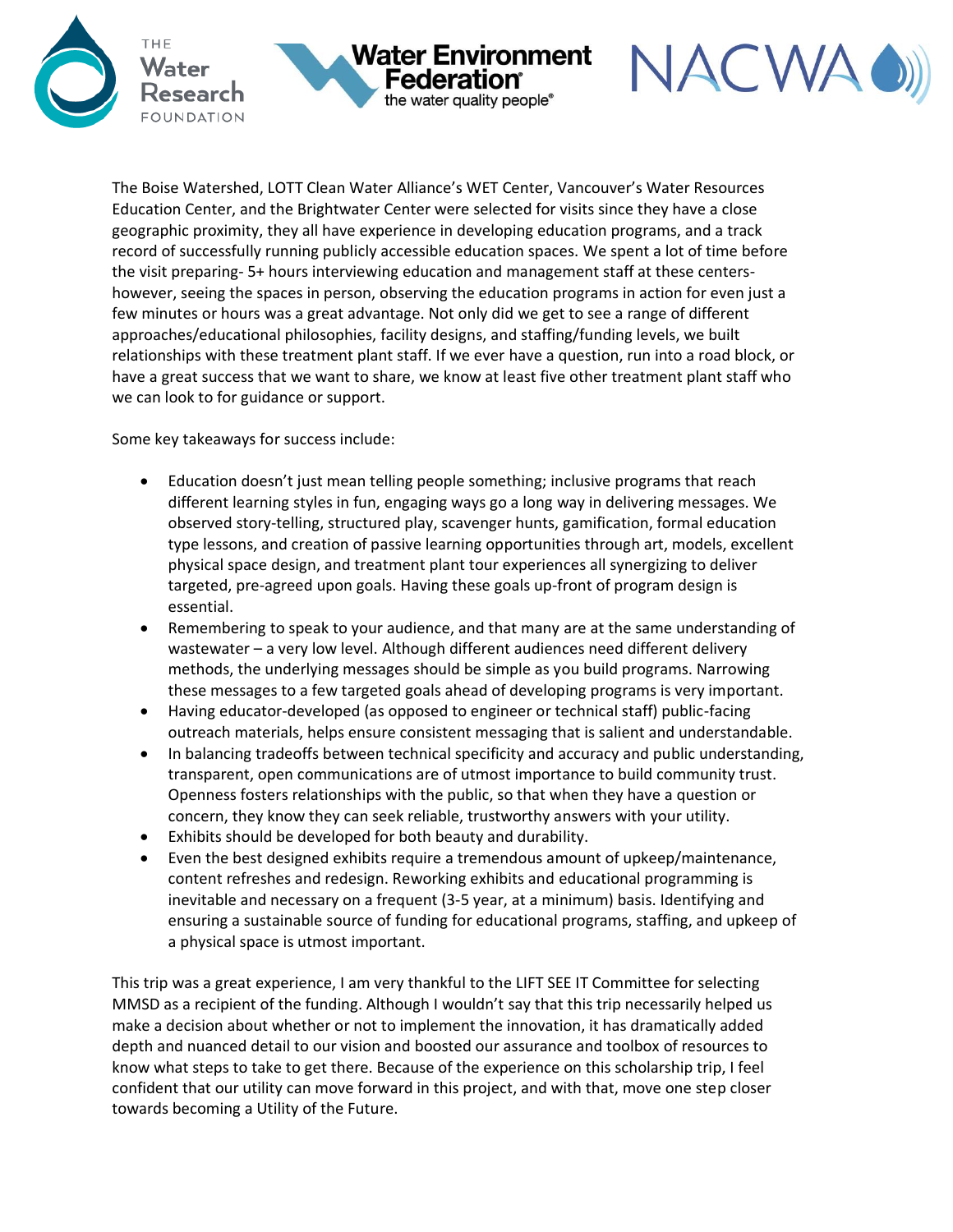The Boise Watershed, LOTT Clean Water Alliance's WET Center, Vancouver's Water Resources Education Center, and the Brightwater Center were selected for visits since they have a close geographic proximity, they all have experience in developing education programs, and a track record of successfully running publicly accessible education spaces. We spent a lot of time before the visit preparing- 5+ hours interviewing education and management staff at these centers- however, seeing the spaces in person, observing the education programs in action for even just a few minutes or hours was a great advantage. Not only did we get to see a range of different approaches/educational philosophies, facility designs, and staffing/funding levels, we built relationships with these treatment plant staff. If we ever have a question, run into a road block, or have a great success that we want to share, we know at least five other treatment plant staff who we can look to for guidance or support.

Some key takeaways for success include:

- Education doesn't just mean telling people something; inclusive programs that reach different learning styles in fun, engaging ways go a long way in delivering messages. We observed story-telling, structured play, scavenger hunts, gamification, formal education type lessons, and creation of passive learning opportunities through art, models, excellent physical space design, and treatment plant tour experiences all synergizing to deliver targeted, pre-agreed upon goals. Having these goals up-front of program design is essential.
- Remembering to speak to your audience, and that many are at the same understanding of wastewater – a very low level. Although different audiences need different delivery methods, the underlying messages should be simple as you build programs. Narrowing these messages to a few targeted goals ahead of developing programs is very important.
- Having educator-developed (as opposed to engineer or technical staff) public-facing outreach materials, helps ensure consistent messaging that is salient and understandable.
- In balancing tradeoffs between technical specificity and accuracy and public understanding, transparent, open communications are of utmost importance to build community trust. Openness fosters relationships with the public, so that when they have a question or concern, they know they can seek reliable, trustworthy answers with your utility.
- Exhibits should be developed for both beauty and durability.
- Even the best designed exhibits require a tremendous amount of upkeep/maintenance, content refreshes and redesign. Reworking exhibits and educational programming is inevitable and necessary on a frequent (3-5 year, at a minimum) basis. Identifying and ensuring a sustainable source of funding for educational programs, staffing, and upkeep of a physical space is utmost important.

This trip was a great experience, I am very thankful to the LIFT SEE IT Committee for selecting MMSD as a recipient of the funding. Although I wouldn't say that this trip necessarily helped us make a decision about whether or not to implement the innovation, it has dramatically added depth and nuanced detail to our vision and boosted our assurance and toolbox of resources to know what steps to take to get there. Because of the experience on this scholarship trip, I feel confident that our utility can move forward in this project, and with that, move one step closer towards becoming a Utility of the Future.